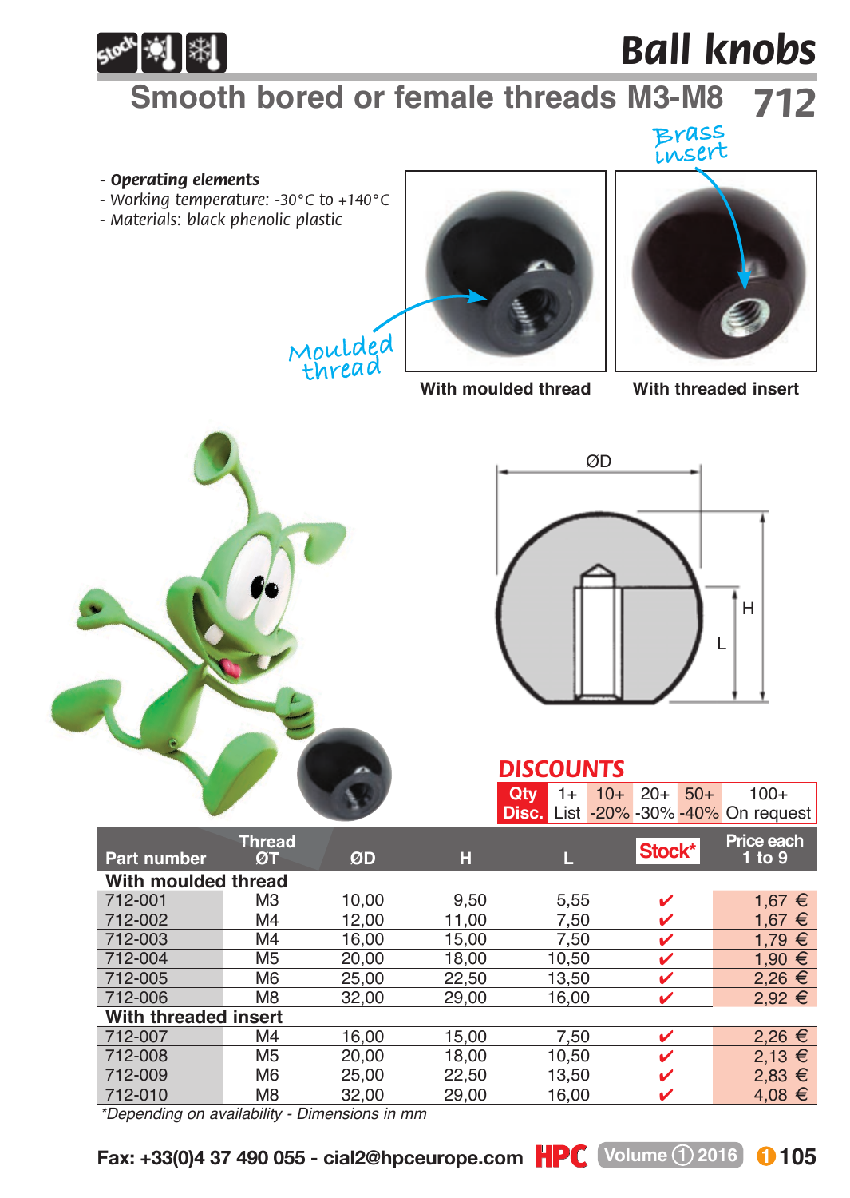# Ball knobs

## Smooth bored or female threads M3-M8 712

- *Operating elements*
- *Working temperature: -30°C to +140°C*
- *Materials: black phenolic plastic*

Moulded thread

Brass insert

With moulded thread

With threaded insert

ØD

H

L

## DISCOUNTS

| Qty | 1+ | 10+ | 20+ | 50+ | 100+ |
|---|---|---|---|---|---|
| Disc. | List | -20% | -30% | -40% | On request |

| Part number | Thread ØT | ØD | H | L | Stock* | Price each 1 to 9 |
|---|---|---|---|---|---|---|
| **With moulded thread** | | | | | | |
| 712-001 | M3 | 10,00 | 9,50 | 5,55 | ✔ | 1,67 € |
| 712-002 | M4 | 12,00 | 11,00 | 7,50 | ✔ | 1,67 € |
| 712-003 | M4 | 16,00 | 15,00 | 7,50 | ✔ | 1,79 € |
| 712-004 | M5 | 20,00 | 18,00 | 10,50 | ✔ | 1,90 € |
| 712-005 | M6 | 25,00 | 22,50 | 13,50 | ✔ | 2,26 € |
| 712-006 | M8 | 32,00 | 29,00 | 16,00 | ✔ | 2,92 € |
| **With threaded insert** | | | | | | |
| 712-007 | M4 | 16,00 | 15,00 | 7,50 | ✔ | 2,26 € |
| 712-008 | M5 | 20,00 | 18,00 | 10,50 | ✔ | 2,13 € |
| 712-009 | M6 | 25,00 | 22,50 | 13,50 | ✔ | 2,83 € |
| 712-010 | M8 | 32,00 | 29,00 | 16,00 | ✔ | 4,08 € |

*\*Depending on availability - Dimensions in mm*

Fax: +33(0)4 37 490 055 - cial2@hpceurope.com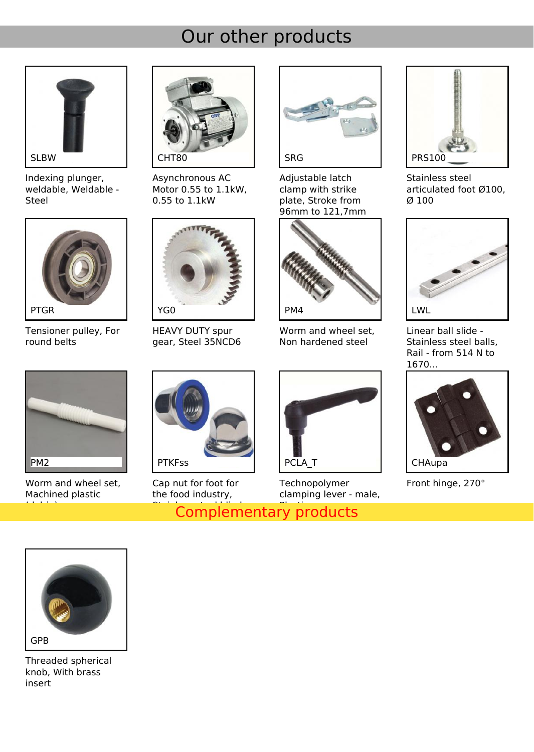# Our other products

SLBW

Indexing plunger, weldable, Weldable - Steel

CHT80

Asynchronous AC Motor 0.55 to 1.1kW, 0.55 to 1.1kW

SRG

Adjustable latch clamp with strike plate, Stroke from 96mm to 121,7mm

PRS100

Stainless steel articulated foot Ø100, Ø 100

PTGR

Tensioner pulley, For round belts

YG0

HEAVY DUTY spur gear, Steel 35NCD6

PM4

Worm and wheel set, Non hardened steel

LWL

Linear ball slide - Stainless steel balls, Rail - from 514 N to 1670...

PM2

Worm and wheel set, Machined plastic

PTKFss

Cap nut for foot for the food industry,

PCLA_T

Technopolymer clamping lever - male,

CHAupa

Front hinge, 270°

# Complementary products

GPB

Threaded spherical knob, With brass insert